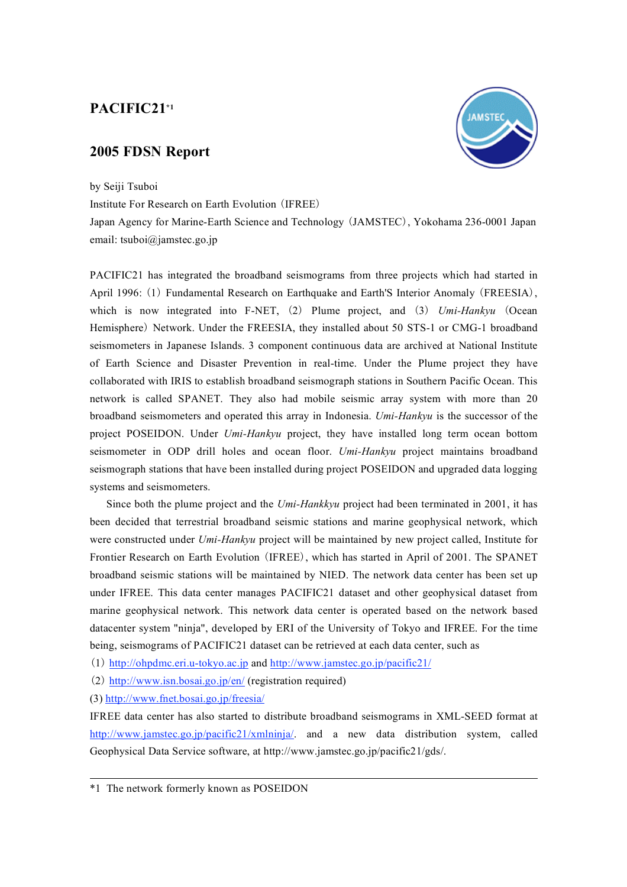# PACIFIC21[*1]

## 2005 FDSN Report

by Seiji Tsuboi
Institute For Research on Earth Evolution（IFREE）
Japan Agency for Marine-Earth Science and Technology（JAMSTEC）, Yokohama 236-0001 Japan
email: tsuboi@jamstec.go.jp

PACIFIC21 has integrated the broadband seismograms from three projects which had started in April 1996:（1）Fundamental Research on Earthquake and Earth'S Interior Anomaly（FREESIA）, which is now integrated into F-NET,（2）Plume project, and（3）*Umi-Hankyu*（Ocean Hemisphere）Network. Under the FREESIA, they installed about 50 STS-1 or CMG-1 broadband seismometers in Japanese Islands. 3 component continuous data are archived at National Institute of Earth Science and Disaster Prevention in real-time. Under the Plume project they have collaborated with IRIS to establish broadband seismograph stations in Southern Pacific Ocean. This network is called SPANET. They also had mobile seismic array system with more than 20 broadband seismometers and operated this array in Indonesia. *Umi-Hankyu* is the successor of the project POSEIDON. Under *Umi-Hankyu* project, they have installed long term ocean bottom seismometer in ODP drill holes and ocean floor. *Umi-Hankyu* project maintains broadband seismograph stations that have been installed during project POSEIDON and upgraded data logging systems and seismometers.

Since both the plume project and the *Umi-Hankkyu* project had been terminated in 2001, it has been decided that terrestrial broadband seismic stations and marine geophysical network, which were constructed under *Umi-Hankyu* project will be maintained by new project called, Institute for Frontier Research on Earth Evolution（IFREE）, which has started in April of 2001. The SPANET broadband seismic stations will be maintained by NIED. The network data center has been set up under IFREE. This data center manages PACIFIC21 dataset and other geophysical dataset from marine geophysical network. This network data center is operated based on the network based datacenter system "ninja", developed by ERI of the University of Tokyo and IFREE. For the time being, seismograms of PACIFIC21 dataset can be retrieved at each data center, such as

（1）http://ohpdmc.eri.u-tokyo.ac.jp and http://www.jamstec.go.jp/pacific21/
（2）http://www.isn.bosai.go.jp/en/ (registration required)
(3) http://www.fnet.bosai.go.jp/freesia/

IFREE data center has also started to distribute broadband seismograms in XML-SEED format at http://www.jamstec.go.jp/pacific21/xmlninja/. and a new data distribution system, called Geophysical Data Service software, at http://www.jamstec.go.jp/pacific21/gds/.

---

*1 The network formerly known as POSEIDON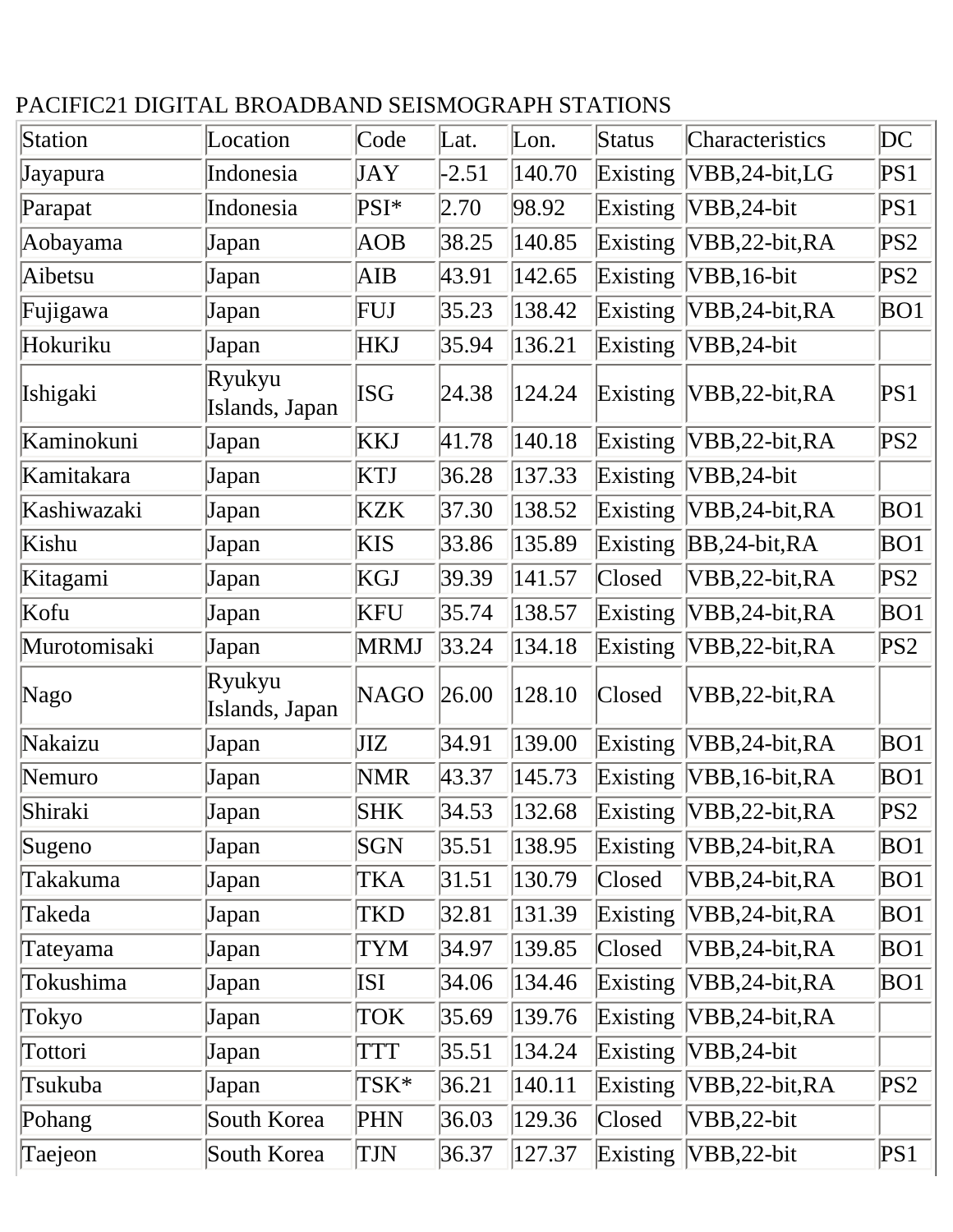PACIFIC21 DIGITAL BROADBAND SEISMOGRAPH STATIONS

| Station | Location | Code | Lat. | Lon. | Status | Characteristics | DC |
|---|---|---|---|---|---|---|---|
| Jayapura | Indonesia | JAY | -2.51 | 140.70 | Existing | VBB,24-bit,LG | PS1 |
| Parapat | Indonesia | PSI* | 2.70 | 98.92 | Existing | VBB,24-bit | PS1 |
| Aobayama | Japan | AOB | 38.25 | 140.85 | Existing | VBB,22-bit,RA | PS2 |
| Aibetsu | Japan | AIB | 43.91 | 142.65 | Existing | VBB,16-bit | PS2 |
| Fujigawa | Japan | FUJ | 35.23 | 138.42 | Existing | VBB,24-bit,RA | BO1 |
| Hokuriku | Japan | HKJ | 35.94 | 136.21 | Existing | VBB,24-bit | |
| Ishigaki | Ryukyu Islands, Japan | ISG | 24.38 | 124.24 | Existing | VBB,22-bit,RA | PS1 |
| Kaminokuni | Japan | KKJ | 41.78 | 140.18 | Existing | VBB,22-bit,RA | PS2 |
| Kamitakara | Japan | KTJ | 36.28 | 137.33 | Existing | VBB,24-bit | |
| Kashiwazaki | Japan | KZK | 37.30 | 138.52 | Existing | VBB,24-bit,RA | BO1 |
| Kishu | Japan | KIS | 33.86 | 135.89 | Existing | BB,24-bit,RA | BO1 |
| Kitagami | Japan | KGJ | 39.39 | 141.57 | Closed | VBB,22-bit,RA | PS2 |
| Kofu | Japan | KFU | 35.74 | 138.57 | Existing | VBB,24-bit,RA | BO1 |
| Murotomisaki | Japan | MRMJ | 33.24 | 134.18 | Existing | VBB,22-bit,RA | PS2 |
| Nago | Ryukyu Islands, Japan | NAGO | 26.00 | 128.10 | Closed | VBB,22-bit,RA | |
| Nakaizu | Japan | JIZ | 34.91 | 139.00 | Existing | VBB,24-bit,RA | BO1 |
| Nemuro | Japan | NMR | 43.37 | 145.73 | Existing | VBB,16-bit,RA | BO1 |
| Shiraki | Japan | SHK | 34.53 | 132.68 | Existing | VBB,22-bit,RA | PS2 |
| Sugeno | Japan | SGN | 35.51 | 138.95 | Existing | VBB,24-bit,RA | BO1 |
| Takakuma | Japan | TKA | 31.51 | 130.79 | Closed | VBB,24-bit,RA | BO1 |
| Takeda | Japan | TKD | 32.81 | 131.39 | Existing | VBB,24-bit,RA | BO1 |
| Tateyama | Japan | TYM | 34.97 | 139.85 | Closed | VBB,24-bit,RA | BO1 |
| Tokushima | Japan | ISI | 34.06 | 134.46 | Existing | VBB,24-bit,RA | BO1 |
| Tokyo | Japan | TOK | 35.69 | 139.76 | Existing | VBB,24-bit,RA | |
| Tottori | Japan | TTT | 35.51 | 134.24 | Existing | VBB,24-bit | |
| Tsukuba | Japan | TSK* | 36.21 | 140.11 | Existing | VBB,22-bit,RA | PS2 |
| Pohang | South Korea | PHN | 36.03 | 129.36 | Closed | VBB,22-bit | |
| Taejeon | South Korea | TJN | 36.37 | 127.37 | Existing | VBB,22-bit | PS1 |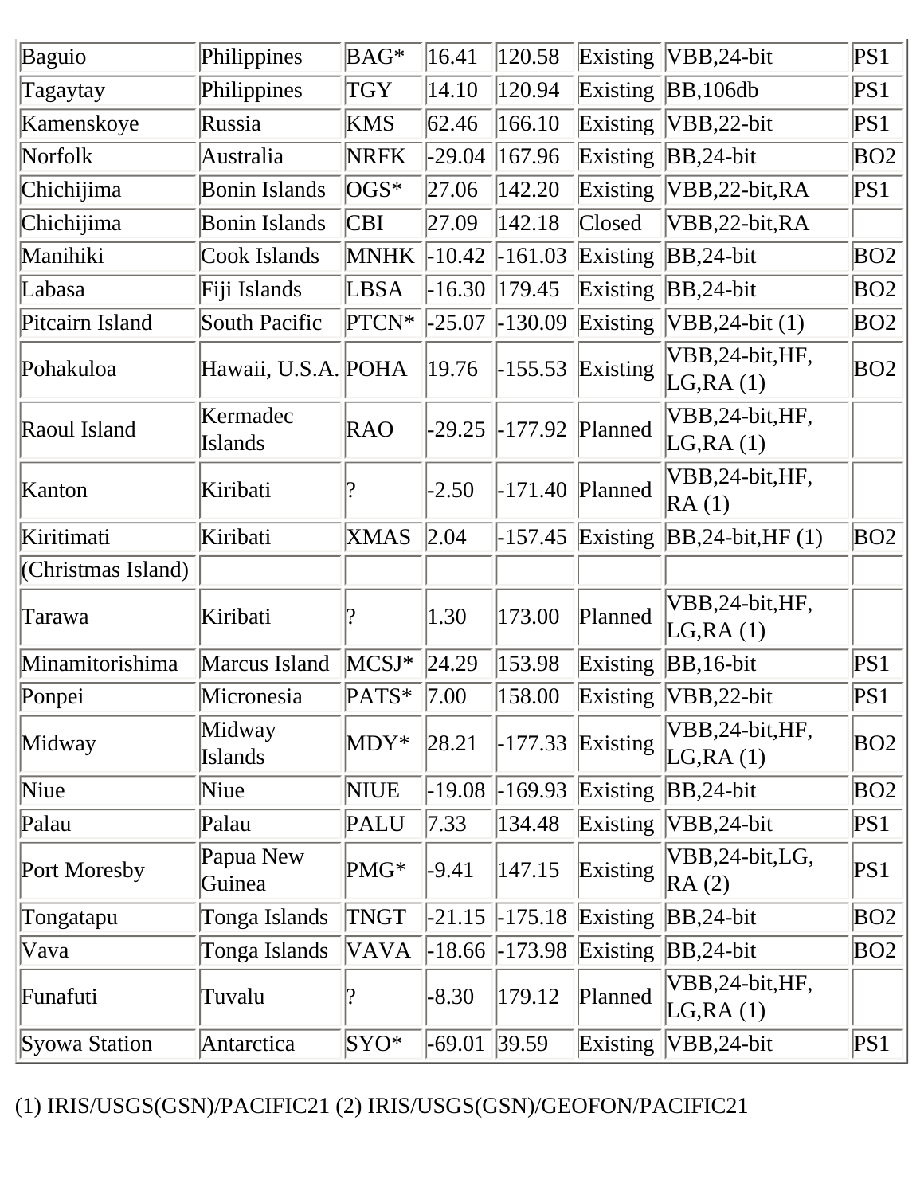| Baguio | Philippines | BAG* | 16.41 | 120.58 | Existing | VBB,24-bit | PS1 |
|---|---|---|---|---|---|---|---|
| Tagaytay | Philippines | TGY | 14.10 | 120.94 | Existing | BB,106db | PS1 |
| Kamenskoye | Russia | KMS | 62.46 | 166.10 | Existing | VBB,22-bit | PS1 |
| Norfolk | Australia | NRFK | -29.04 | 167.96 | Existing | BB,24-bit | BO2 |
| Chichijima | Bonin Islands | OGS* | 27.06 | 142.20 | Existing | VBB,22-bit,RA | PS1 |
| Chichijima | Bonin Islands | CBI | 27.09 | 142.18 | Closed | VBB,22-bit,RA | |
| Manihiki | Cook Islands | MNHK | -10.42 | -161.03 | Existing | BB,24-bit | BO2 |
| Labasa | Fiji Islands | LBSA | -16.30 | 179.45 | Existing | BB,24-bit | BO2 |
| Pitcairn Island | South Pacific | PTCN* | -25.07 | -130.09 | Existing | VBB,24-bit (1) | BO2 |
| Pohakuloa | Hawaii, U.S.A. | POHA | 19.76 | -155.53 | Existing | VBB,24-bit,HF, LG,RA (1) | BO2 |
| Raoul Island | Kermadec Islands | RAO | -29.25 | -177.92 | Planned | VBB,24-bit,HF, LG,RA (1) | |
| Kanton | Kiribati | ? | -2.50 | -171.40 | Planned | VBB,24-bit,HF, RA (1) | |
| Kiritimati | Kiribati | XMAS | 2.04 | -157.45 | Existing | BB,24-bit,HF (1) | BO2 |
| (Christmas Island) | | | | | | | |
| Tarawa | Kiribati | ? | 1.30 | 173.00 | Planned | VBB,24-bit,HF, LG,RA (1) | |
| Minamitorishima | Marcus Island | MCSJ* | 24.29 | 153.98 | Existing | BB,16-bit | PS1 |
| Ponpei | Micronesia | PATS* | 7.00 | 158.00 | Existing | VBB,22-bit | PS1 |
| Midway | Midway Islands | MDY* | 28.21 | -177.33 | Existing | VBB,24-bit,HF, LG,RA (1) | BO2 |
| Niue | Niue | NIUE | -19.08 | -169.93 | Existing | BB,24-bit | BO2 |
| Palau | Palau | PALU | 7.33 | 134.48 | Existing | VBB,24-bit | PS1 |
| Port Moresby | Papua New Guinea | PMG* | -9.41 | 147.15 | Existing | VBB,24-bit,LG, RA (2) | PS1 |
| Tongatapu | Tonga Islands | TNGT | -21.15 | -175.18 | Existing | BB,24-bit | BO2 |
| Vava | Tonga Islands | VAVA | -18.66 | -173.98 | Existing | BB,24-bit | BO2 |
| Funafuti | Tuvalu | ? | -8.30 | 179.12 | Planned | VBB,24-bit,HF, LG,RA (1) | |
| Syowa Station | Antarctica | SYO* | -69.01 | 39.59 | Existing | VBB,24-bit | PS1 |

(1) IRIS/USGS(GSN)/PACIFIC21 (2) IRIS/USGS(GSN)/GEOFON/PACIFIC21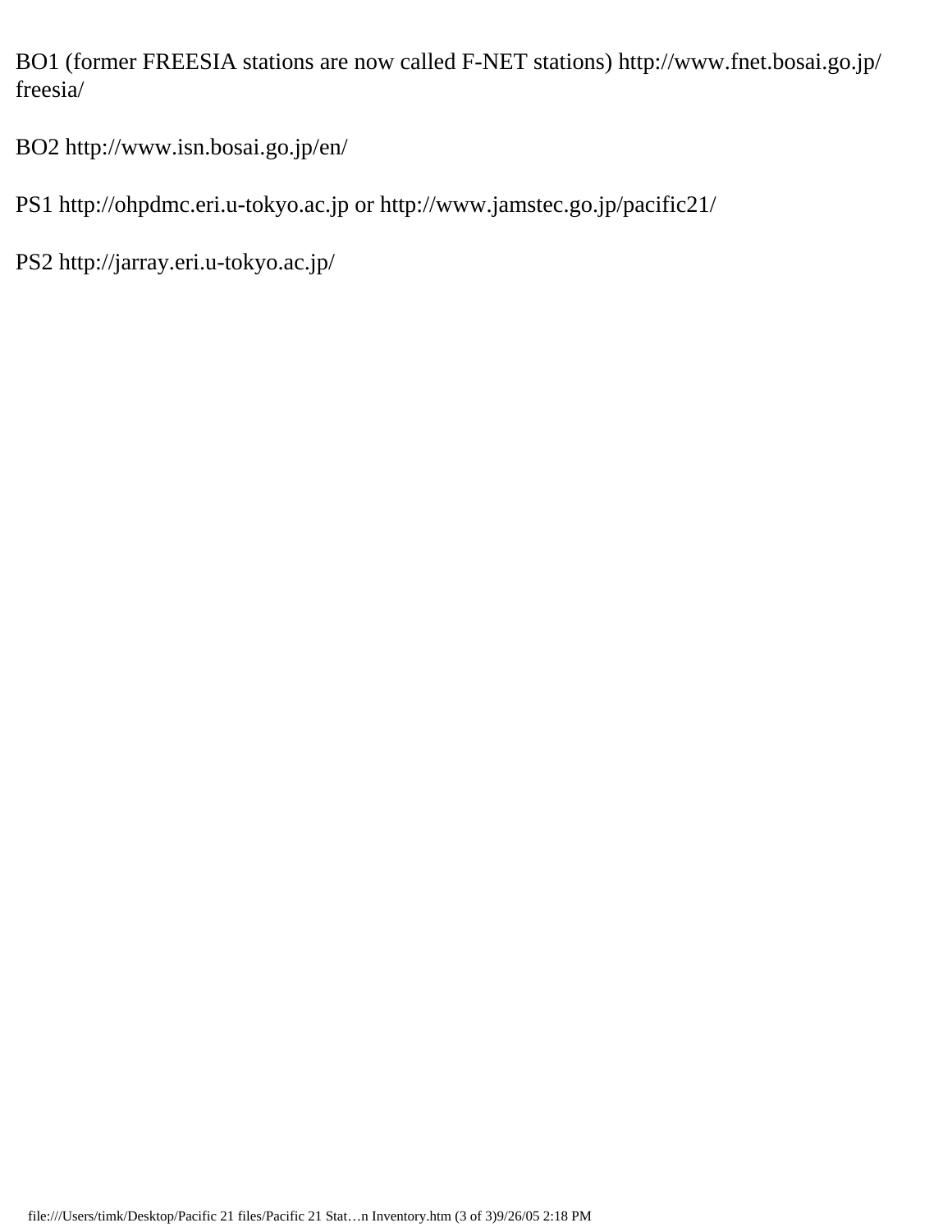BO1 (former FREESIA stations are now called F-NET stations) http://www.fnet.bosai.go.jp/freesia/

BO2 http://www.isn.bosai.go.jp/en/

PS1 http://ohpdmc.eri.u-tokyo.ac.jp or http://www.jamstec.go.jp/pacific21/

PS2 http://jarray.eri.u-tokyo.ac.jp/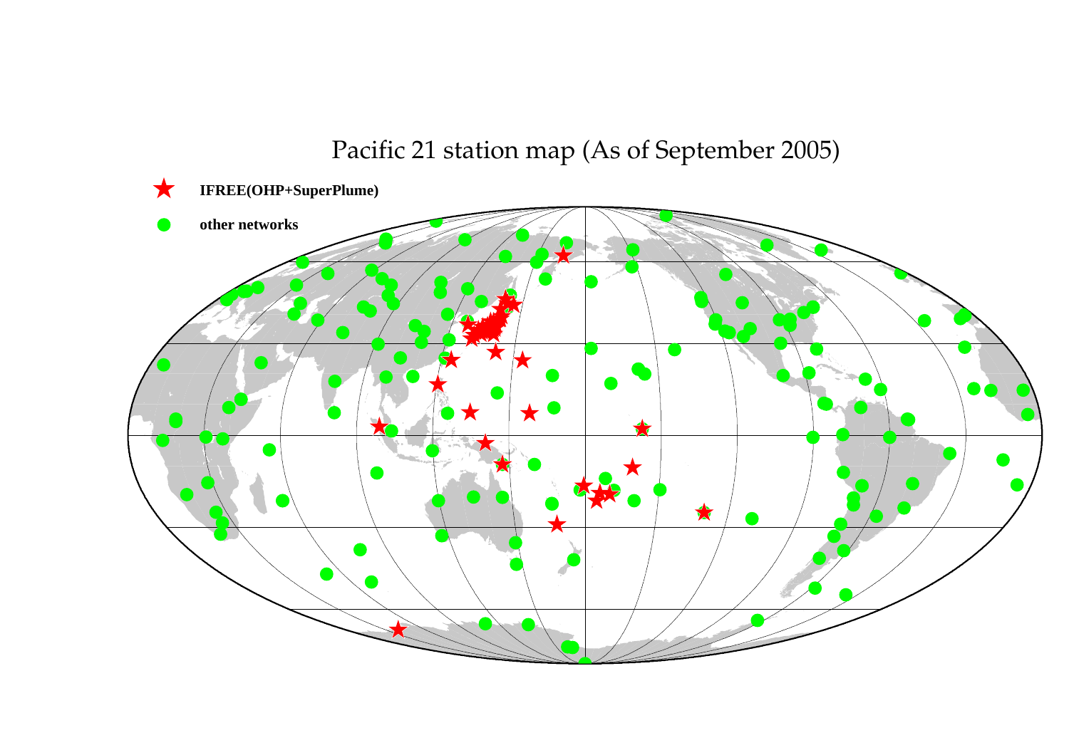Pacific 21 station map (As of September 2005)

IFREE(OHP+SuperPlume)

other networks